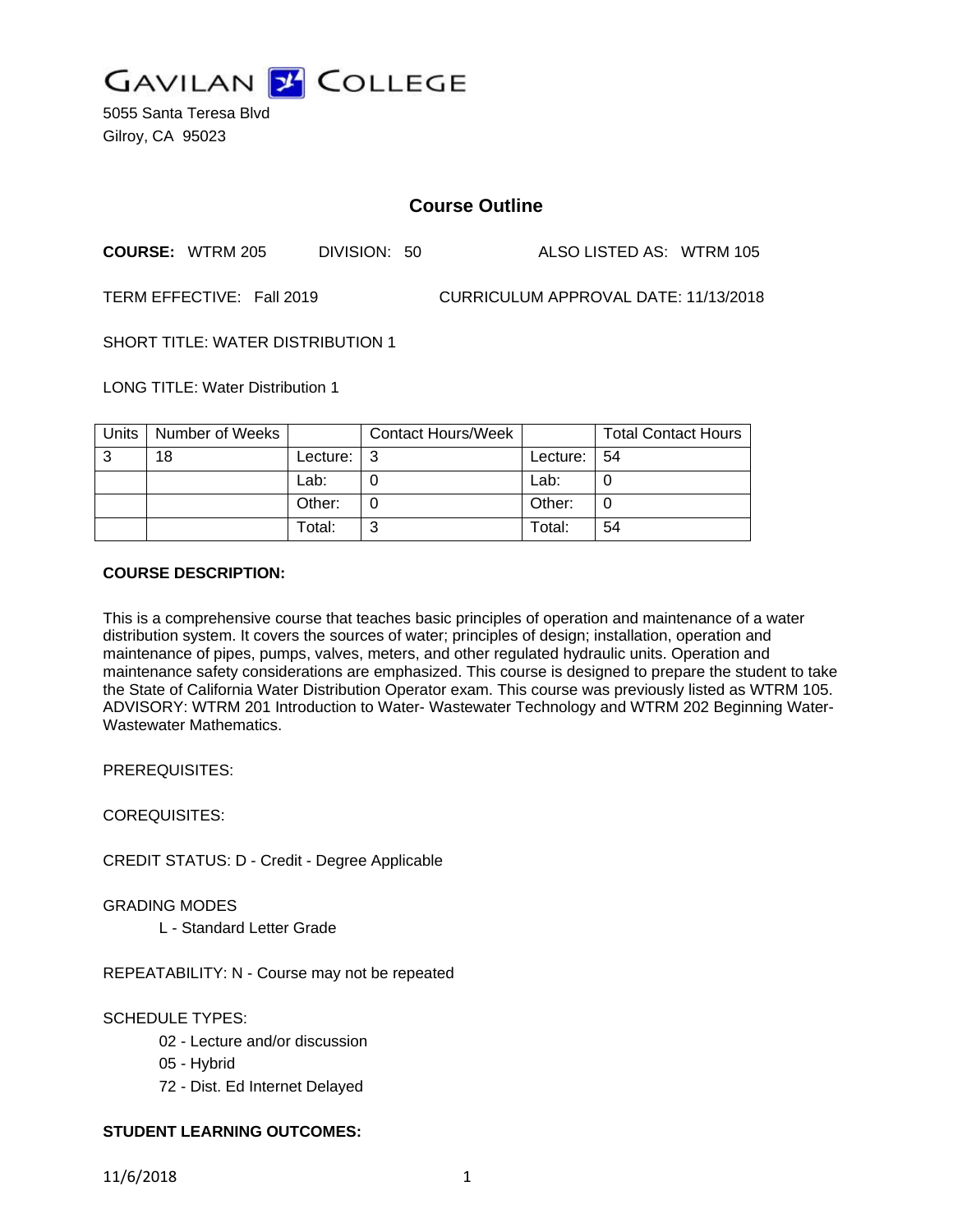GAVILAN COLLEGE

5055 Santa Teresa Blvd
Gilroy, CA 95023

## Course Outline

**COURSE:** WTRM 205 DIVISION: 50 ALSO LISTED AS: WTRM 105

TERM EFFECTIVE: Fall 2019 CURRICULUM APPROVAL DATE: 11/13/2018

SHORT TITLE: WATER DISTRIBUTION 1

LONG TITLE: Water Distribution 1

| Units | Number of Weeks | | Contact Hours/Week | | Total Contact Hours |
|---|---|---|---|---|---|
| 3 | 18 | Lecture: | 3 | Lecture: | 54 |
| | | Lab: | 0 | Lab: | 0 |
| | | Other: | 0 | Other: | 0 |
| | | Total: | 3 | Total: | 54 |

**COURSE DESCRIPTION:**

This is a comprehensive course that teaches basic principles of operation and maintenance of a water distribution system. It covers the sources of water; principles of design; installation, operation and maintenance of pipes, pumps, valves, meters, and other regulated hydraulic units. Operation and maintenance safety considerations are emphasized. This course is designed to prepare the student to take the State of California Water Distribution Operator exam. This course was previously listed as WTRM 105. ADVISORY: WTRM 201 Introduction to Water- Wastewater Technology and WTRM 202 Beginning Water-Wastewater Mathematics.

PREREQUISITES:

COREQUISITES:

CREDIT STATUS: D - Credit - Degree Applicable

GRADING MODES

L - Standard Letter Grade

REPEATABILITY: N - Course may not be repeated

SCHEDULE TYPES:

02 - Lecture and/or discussion
05 - Hybrid
72 - Dist. Ed Internet Delayed

**STUDENT LEARNING OUTCOMES:**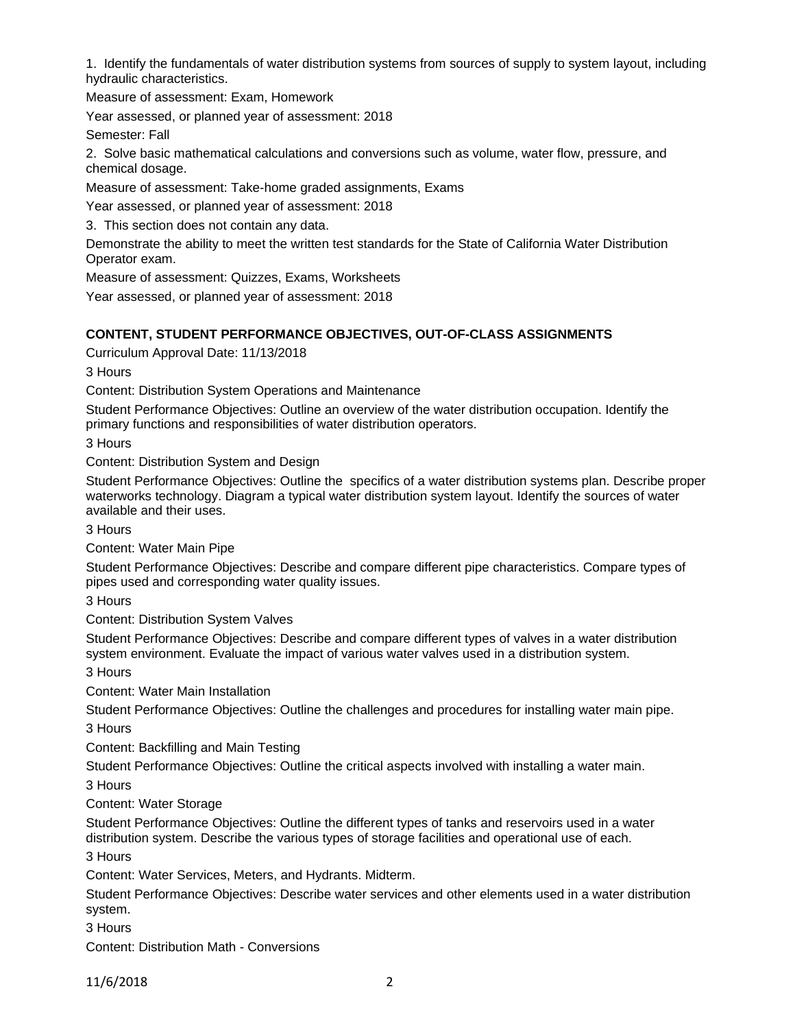1. Identify the fundamentals of water distribution systems from sources of supply to system layout, including hydraulic characteristics.

Measure of assessment: Exam, Homework

Year assessed, or planned year of assessment: 2018

Semester: Fall

2. Solve basic mathematical calculations and conversions such as volume, water flow, pressure, and chemical dosage.

Measure of assessment: Take-home graded assignments, Exams

Year assessed, or planned year of assessment: 2018

3. This section does not contain any data.

Demonstrate the ability to meet the written test standards for the State of California Water Distribution Operator exam.

Measure of assessment: Quizzes, Exams, Worksheets

Year assessed, or planned year of assessment: 2018

**CONTENT, STUDENT PERFORMANCE OBJECTIVES, OUT-OF-CLASS ASSIGNMENTS**

Curriculum Approval Date: 11/13/2018

3 Hours

Content: Distribution System Operations and Maintenance

Student Performance Objectives: Outline an overview of the water distribution occupation. Identify the primary functions and responsibilities of water distribution operators.

3 Hours

Content: Distribution System and Design

Student Performance Objectives: Outline the specifics of a water distribution systems plan. Describe proper waterworks technology. Diagram a typical water distribution system layout. Identify the sources of water available and their uses.

3 Hours

Content: Water Main Pipe

Student Performance Objectives: Describe and compare different pipe characteristics. Compare types of pipes used and corresponding water quality issues.

3 Hours

Content: Distribution System Valves

Student Performance Objectives: Describe and compare different types of valves in a water distribution system environment. Evaluate the impact of various water valves used in a distribution system.

3 Hours

Content: Water Main Installation

Student Performance Objectives: Outline the challenges and procedures for installing water main pipe.

3 Hours

Content: Backfilling and Main Testing

Student Performance Objectives: Outline the critical aspects involved with installing a water main.

3 Hours

Content: Water Storage

Student Performance Objectives: Outline the different types of tanks and reservoirs used in a water distribution system. Describe the various types of storage facilities and operational use of each.

3 Hours

Content: Water Services, Meters, and Hydrants. Midterm.

Student Performance Objectives: Describe water services and other elements used in a water distribution system.

3 Hours

Content: Distribution Math - Conversions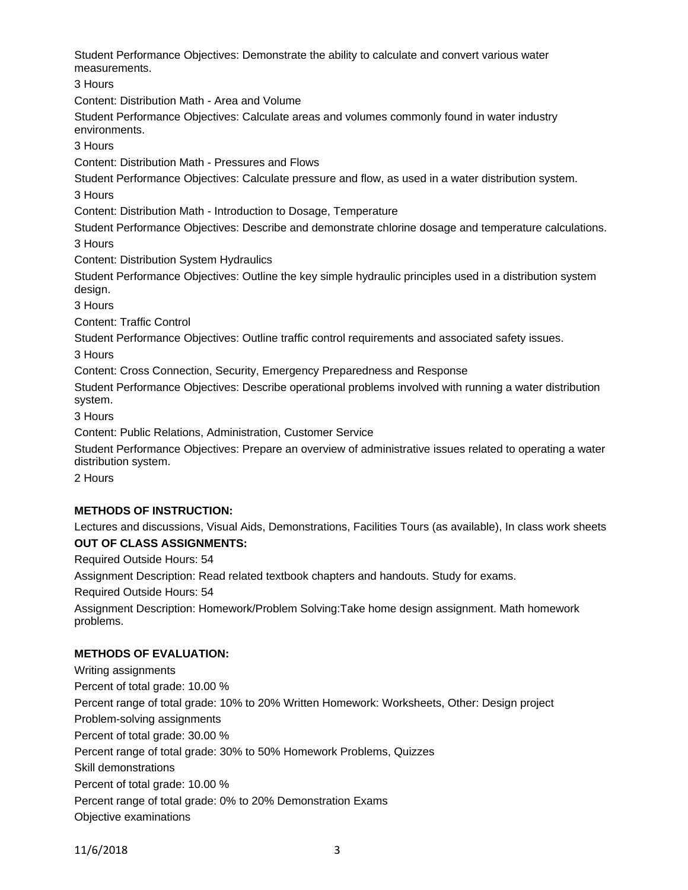Student Performance Objectives: Demonstrate the ability to calculate and convert various water measurements.

3 Hours

Content: Distribution Math - Area and Volume

Student Performance Objectives: Calculate areas and volumes commonly found in water industry environments.

3 Hours

Content: Distribution Math - Pressures and Flows

Student Performance Objectives: Calculate pressure and flow, as used in a water distribution system.

3 Hours

Content: Distribution Math - Introduction to Dosage, Temperature

Student Performance Objectives: Describe and demonstrate chlorine dosage and temperature calculations.

3 Hours

Content: Distribution System Hydraulics

Student Performance Objectives: Outline the key simple hydraulic principles used in a distribution system design.

3 Hours

Content: Traffic Control

Student Performance Objectives: Outline traffic control requirements and associated safety issues.

3 Hours

Content: Cross Connection, Security, Emergency Preparedness and Response

Student Performance Objectives: Describe operational problems involved with running a water distribution system.

3 Hours

Content: Public Relations, Administration, Customer Service

Student Performance Objectives: Prepare an overview of administrative issues related to operating a water distribution system.

2 Hours

**METHODS OF INSTRUCTION:**

Lectures and discussions, Visual Aids, Demonstrations, Facilities Tours (as available), In class work sheets

**OUT OF CLASS ASSIGNMENTS:**

Required Outside Hours: 54

Assignment Description: Read related textbook chapters and handouts. Study for exams.

Required Outside Hours: 54

Assignment Description: Homework/Problem Solving:Take home design assignment. Math homework problems.

**METHODS OF EVALUATION:**

Writing assignments

Percent of total grade: 10.00 %

Percent range of total grade: 10% to 20% Written Homework: Worksheets, Other: Design project

Problem-solving assignments

Percent of total grade: 30.00 %

Percent range of total grade: 30% to 50% Homework Problems, Quizzes

Skill demonstrations

Percent of total grade: 10.00 %

Percent range of total grade: 0% to 20% Demonstration Exams

Objective examinations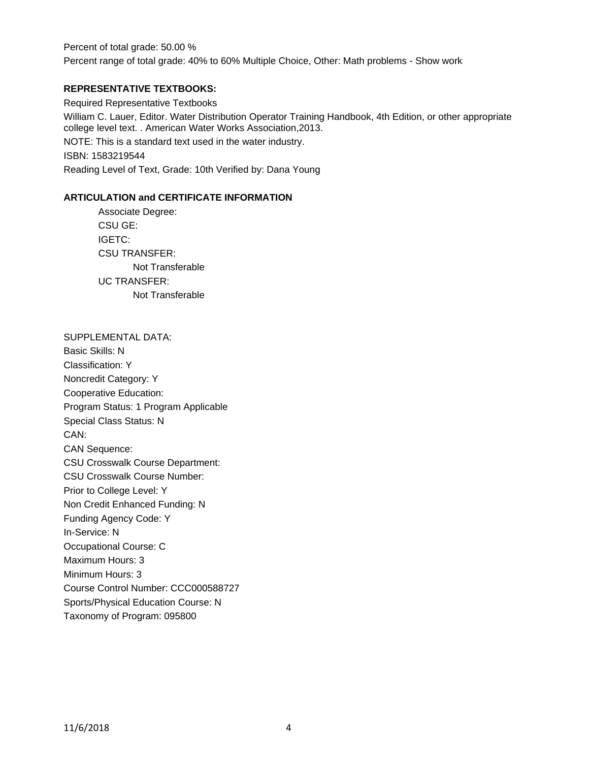Percent of total grade: 50.00 %

Percent range of total grade: 40% to 60% Multiple Choice, Other: Math problems - Show work

**REPRESENTATIVE TEXTBOOKS:**

Required Representative Textbooks

William C. Lauer, Editor. Water Distribution Operator Training Handbook, 4th Edition, or other appropriate college level text. . American Water Works Association,2013.

NOTE: This is a standard text used in the water industry.

ISBN: 1583219544

Reading Level of Text, Grade: 10th Verified by: Dana Young

**ARTICULATION and CERTIFICATE INFORMATION**

Associate Degree:

CSU GE:

IGETC:

CSU TRANSFER:

Not Transferable

UC TRANSFER:

Not Transferable

SUPPLEMENTAL DATA:

Basic Skills: N

Classification: Y

Noncredit Category: Y

Cooperative Education:

Program Status: 1 Program Applicable

Special Class Status: N

CAN:

CAN Sequence:

CSU Crosswalk Course Department:

CSU Crosswalk Course Number:

Prior to College Level: Y

Non Credit Enhanced Funding: N

Funding Agency Code: Y

In-Service: N

Occupational Course: C

Maximum Hours: 3

Minimum Hours: 3

Course Control Number: CCC000588727

Sports/Physical Education Course: N

Taxonomy of Program: 095800